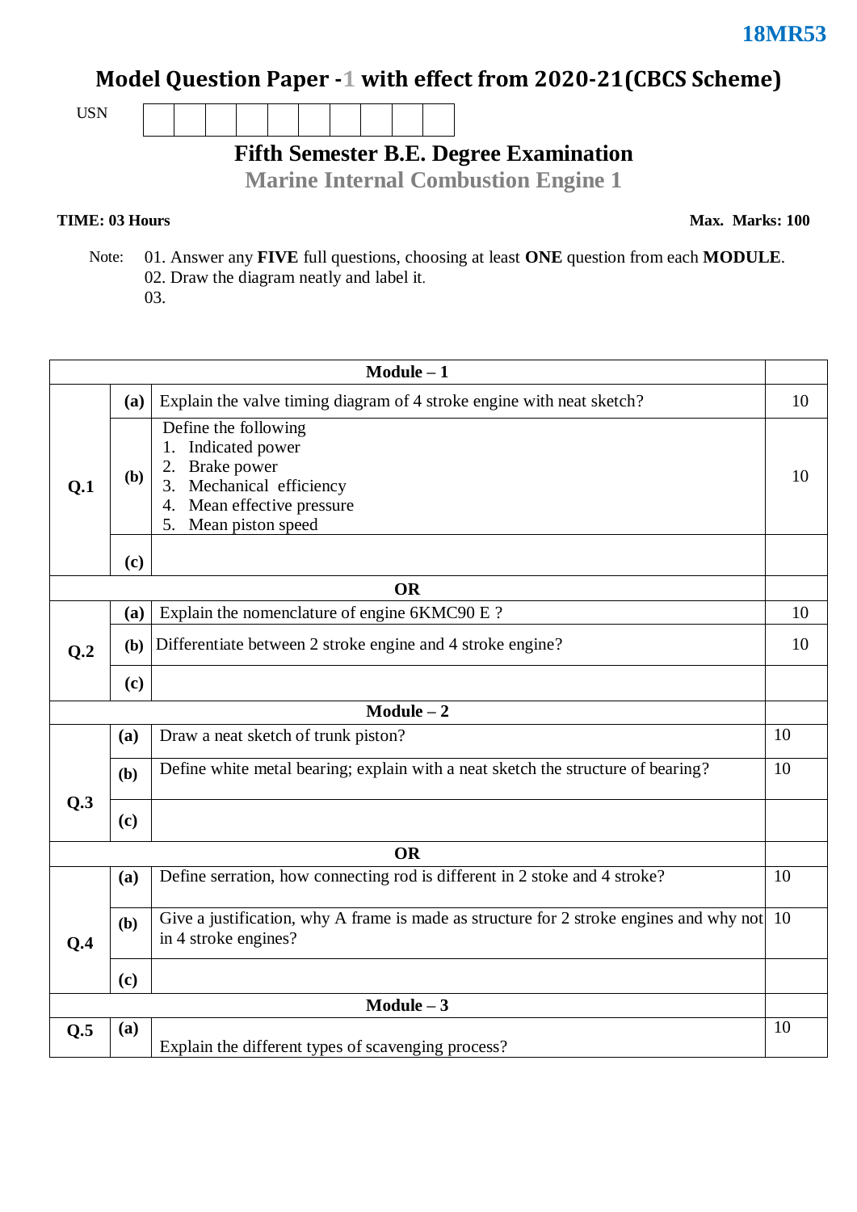**18MR53**

# Model Question Paper - 1 with effect from 2020-21(CBCS Scheme)

USN | | | | | | | | | | |

## Fifth Semester B.E. Degree Examination

## Marine Internal Combustion Engine 1

**TIME: 03 Hours** **Max. Marks: 100**

Note: 01. Answer any **FIVE** full questions, choosing at least **ONE** question from each **MODULE**.
02. Draw the diagram neatly and label it.
03.

| | | **Module – 1** | |
|---|---|---|---|
| **Q.1** | **(a)** | Explain the valve timing diagram of 4 stroke engine with neat sketch? | 10 |
| | **(b)** | Define the following<br>1. Indicated power<br>2. Brake power<br>3. Mechanical efficiency<br>4. Mean effective pressure<br>5. Mean piston speed | 10 |
| | **(c)** | | |
| | | **OR** | |
| **Q.2** | **(a)** | Explain the nomenclature of engine 6KMC90 E ? | 10 |
| | **(b)** | Differentiate between 2 stroke engine and 4 stroke engine? | 10 |
| | **(c)** | | |
| | | **Module – 2** | |
| **Q.3** | **(a)** | Draw a neat sketch of trunk piston? | 10 |
| | **(b)** | Define white metal bearing; explain with a neat sketch the structure of bearing? | 10 |
| | **(c)** | | |
| | | **OR** | |
| **Q.4** | **(a)** | Define serration, how connecting rod is different in 2 stoke and 4 stroke? | 10 |
| | **(b)** | Give a justification, why A frame is made as structure for 2 stroke engines and why not in 4 stroke engines? | 10 |
| | **(c)** | | |
| | | **Module – 3** | |
| **Q.5** | **(a)** | Explain the different types of scavenging process? | 10 |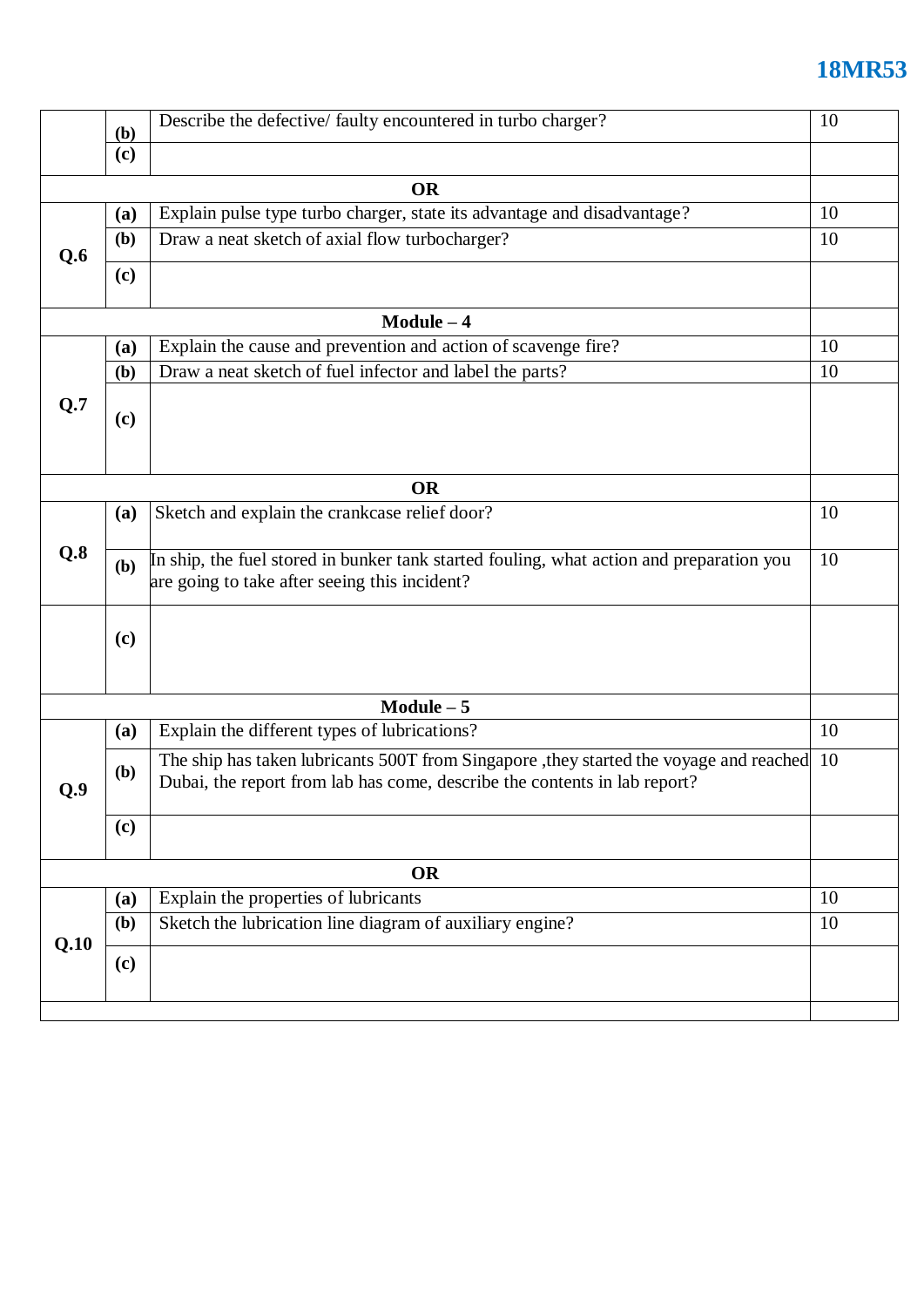| | | | |
|---|---|---|---|
| | **(b)** | Describe the defective/ faulty encountered in turbo charger? | 10 |
| | **(c)** | | |
| **OR** | | | |
| **Q.6** | **(a)** | Explain pulse type turbo charger, state its advantage and disadvantage? | 10 |
| | **(b)** | Draw a neat sketch of axial flow turbocharger? | 10 |
| | **(c)** | | |
| **Module – 4** | | | |
| **Q.7** | **(a)** | Explain the cause and prevention and action of scavenge fire? | 10 |
| | **(b)** | Draw a neat sketch of fuel infector and label the parts? | 10 |
| | **(c)** | | |
| **OR** | | | |
| **Q.8** | **(a)** | Sketch and explain the crankcase relief door? | 10 |
| | **(b)** | In ship, the fuel stored in bunker tank started fouling, what action and preparation you are going to take after seeing this incident? | 10 |
| | **(c)** | | |
| **Module – 5** | | | |
| **Q.9** | **(a)** | Explain the different types of lubrications? | 10 |
| | **(b)** | The ship has taken lubricants 500T from Singapore ,they started the voyage and reached Dubai, the report from lab has come, describe the contents in lab report? | 10 |
| | **(c)** | | |
| **OR** | | | |
| **Q.10** | **(a)** | Explain the properties of lubricants | 10 |
| | **(b)** | Sketch the lubrication line diagram of auxiliary engine? | 10 |
| | **(c)** | | |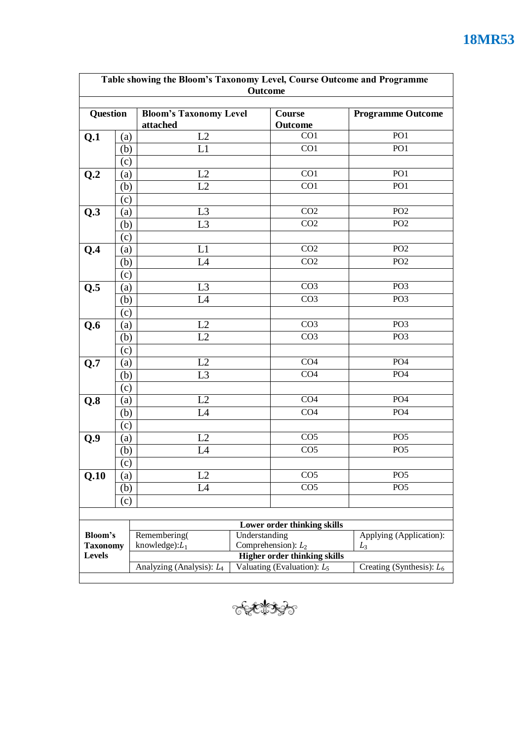**Table showing the Bloom's Taxonomy Level, Course Outcome and Programme Outcome**

| Question | | Bloom's Taxonomy Level attached | Course Outcome | Programme Outcome |
|---|---|---|---|---|
| **Q.1** | (a) | L2 | CO1 | PO1 |
| | (b) | L1 | CO1 | PO1 |
| | (c) | | | |
| **Q.2** | (a) | L2 | CO1 | PO1 |
| | (b) | L2 | CO1 | PO1 |
| | (c) | | | |
| **Q.3** | (a) | L3 | CO2 | PO2 |
| | (b) | L3 | CO2 | PO2 |
| | (c) | | | |
| **Q.4** | (a) | L1 | CO2 | PO2 |
| | (b) | L4 | CO2 | PO2 |
| | (c) | | | |
| **Q.5** | (a) | L3 | CO3 | PO3 |
| | (b) | L4 | CO3 | PO3 |
| | (c) | | | |
| **Q.6** | (a) | L2 | CO3 | PO3 |
| | (b) | L2 | CO3 | PO3 |
| | (c) | | | |
| **Q.7** | (a) | L2 | CO4 | PO4 |
| | (b) | L3 | CO4 | PO4 |
| | (c) | | | |
| **Q.8** | (a) | L2 | CO4 | PO4 |
| | (b) | L4 | CO4 | PO4 |
| | (c) | | | |
| **Q.9** | (a) | L2 | CO5 | PO5 |
| | (b) | L4 | CO5 | PO5 |
| | (c) | | | |
| **Q.10** | (a) | L2 | CO5 | PO5 |
| | (b) | L4 | CO5 | PO5 |
| | (c) | | | |

| | | | |
|---|---|---|---|
| **Bloom's Taxonomy Levels** | **Lower order thinking skills** | | |
| | Remembering( knowledge): $L_1$ | Understanding Comprehension): $L_2$ | Applying (Application): $L_3$ |
| | **Higher order thinking skills** | | |
| | Analyzing (Analysis): $L_4$ | Valuating (Evaluation): $L_5$ | Creating (Synthesis): $L_6$ |